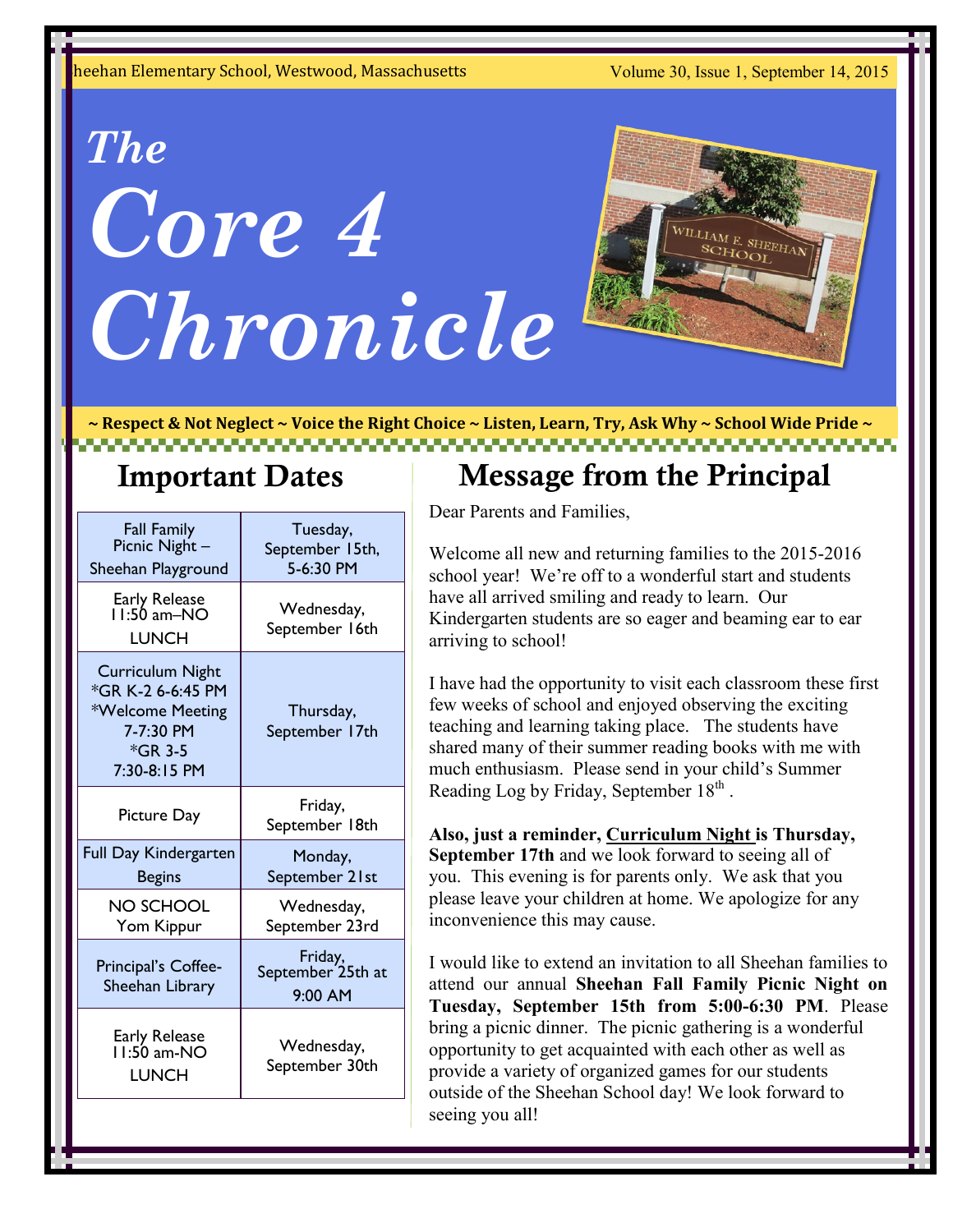Sheehan Elementary School, Westwood, Massachusetts — Volume 30, Issue 1, September 14, 2015

# *The* *Core 4 Chronicle*

**~ Respect & Not Neglect ~ Voice the Right Choice ~ Listen, Learn, Try, Ask Why ~ School Wide Pride ~**

## Important Dates

| Event | Date |
|---|---|
| Fall Family Picnic Night – Sheehan Playground | Tuesday, September 15th, 5-6:30 PM |
| Early Release 11:50 am–NO LUNCH | Wednesday, September 16th |
| Curriculum Night *GR K-2 6-6:45 PM *Welcome Meeting 7-7:30 PM *GR 3-5 7:30-8:15 PM | Thursday, September 17th |
| Picture Day | Friday, September 18th |
| Full Day Kindergarten Begins | Monday, September 21st |
| NO SCHOOL Yom Kippur | Wednesday, September 23rd |
| Principal's Coffee-Sheehan Library | Friday, September 25th at 9:00 AM |
| Early Release 11:50 am-NO LUNCH | Wednesday, September 30th |

## Message from the Principal

Dear Parents and Families,

Welcome all new and returning families to the 2015-2016 school year! We're off to a wonderful start and students have all arrived smiling and ready to learn. Our Kindergarten students are so eager and beaming ear to ear arriving to school!

I have had the opportunity to visit each classroom these first few weeks of school and enjoyed observing the exciting teaching and learning taking place. The students have shared many of their summer reading books with me with much enthusiasm. Please send in your child's Summer Reading Log by Friday, September 18th .

**Also, just a reminder, <u>Curriculum Night</u> is Thursday, September 17th** and we look forward to seeing all of you. This evening is for parents only. We ask that you please leave your children at home. We apologize for any inconvenience this may cause.

I would like to extend an invitation to all Sheehan families to attend our annual **Sheehan Fall Family Picnic Night on Tuesday, September 15th from 5:00-6:30 PM**. Please bring a picnic dinner. The picnic gathering is a wonderful opportunity to get acquainted with each other as well as provide a variety of organized games for our students outside of the Sheehan School day! We look forward to seeing you all!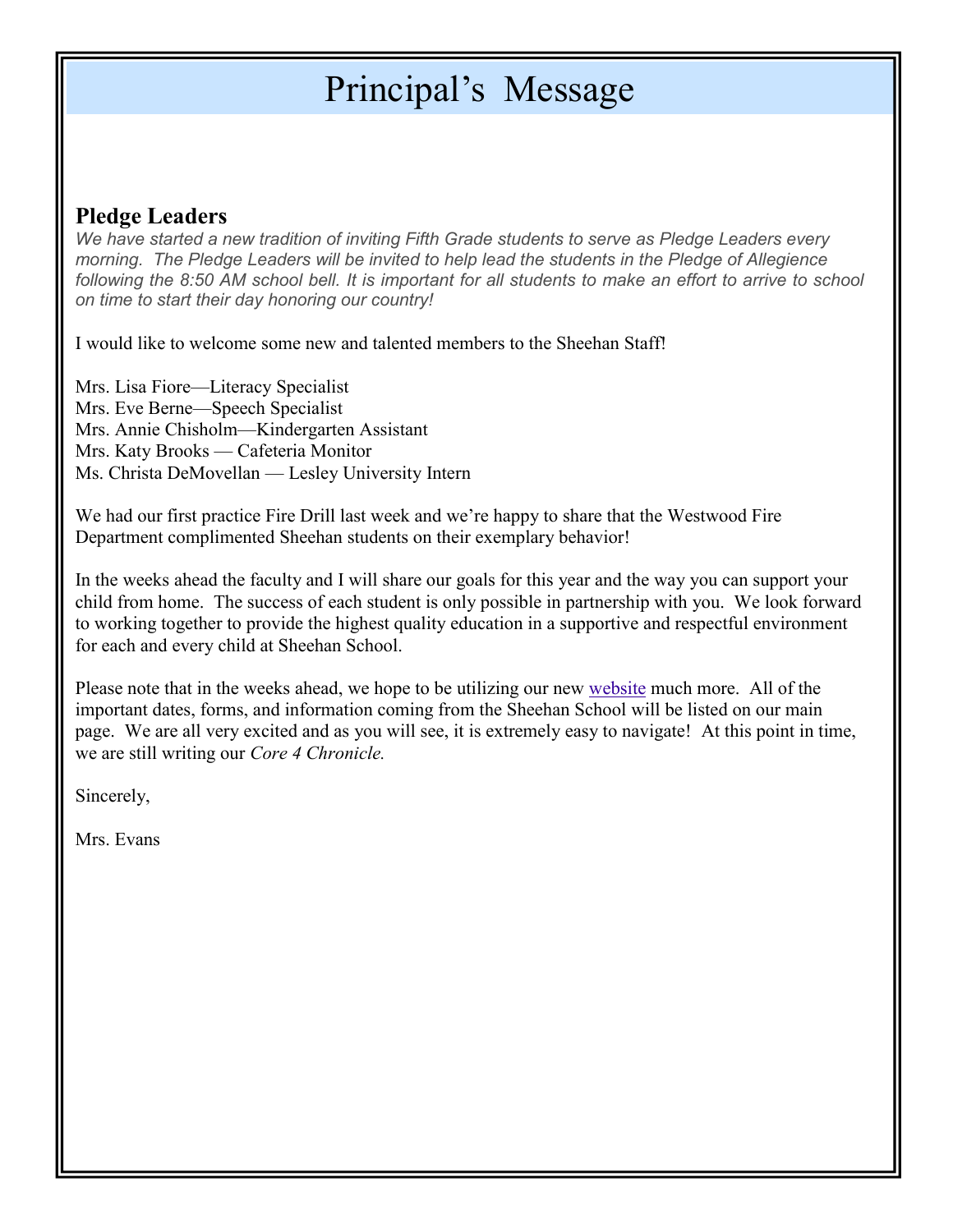# Principal's Message

## Pledge Leaders

*We have started a new tradition of inviting Fifth Grade students to serve as Pledge Leaders every morning. The Pledge Leaders will be invited to help lead the students in the Pledge of Allegience following the 8:50 AM school bell. It is important for all students to make an effort to arrive to school on time to start their day honoring our country!*

I would like to welcome some new and talented members to the Sheehan Staff!

Mrs. Lisa Fiore—Literacy Specialist
Mrs. Eve Berne—Speech Specialist
Mrs. Annie Chisholm—Kindergarten Assistant
Mrs. Katy Brooks — Cafeteria Monitor
Ms. Christa DeMovellan — Lesley University Intern

We had our first practice Fire Drill last week and we're happy to share that the Westwood Fire Department complimented Sheehan students on their exemplary behavior!

In the weeks ahead the faculty and I will share our goals for this year and the way you can support your child from home. The success of each student is only possible in partnership with you. We look forward to working together to provide the highest quality education in a supportive and respectful environment for each and every child at Sheehan School.

Please note that in the weeks ahead, we hope to be utilizing our new website much more. All of the important dates, forms, and information coming from the Sheehan School will be listed on our main page. We are all very excited and as you will see, it is extremely easy to navigate! At this point in time, we are still writing our *Core 4 Chronicle.*

Sincerely,

Mrs. Evans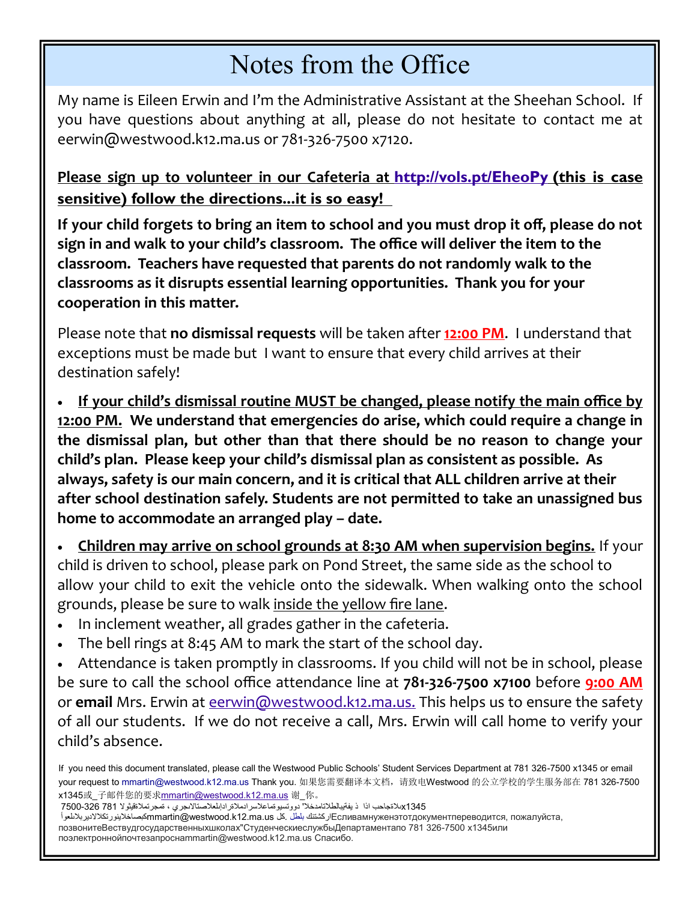# Notes from the Office

My name is Eileen Erwin and I'm the Administrative Assistant at the Sheehan School. If you have questions about anything at all, please do not hesitate to contact me at eerwin@westwood.k12.ma.us or 781-326-7500 x7120.

**Please sign up to volunteer in our Cafeteria at http://vols.pt/EheoPy (this is case sensitive) follow the directions...it is so easy!**

**If your child forgets to bring an item to school and you must drop it off, please do not sign in and walk to your child's classroom. The office will deliver the item to the classroom. Teachers have requested that parents do not randomly walk to the classrooms as it disrupts essential learning opportunities. Thank you for your cooperation in this matter.**

Please note that **no dismissal requests** will be taken after **12:00 PM**. I understand that exceptions must be made but I want to ensure that every child arrives at their destination safely!

- **If your child's dismissal routine MUST be changed, please notify the main office by 12:00 PM. We understand that emergencies do arise, which could require a change in the dismissal plan, but other than that there should be no reason to change your child's plan. Please keep your child's dismissal plan as consistent as possible. As always, safety is our main concern, and it is critical that ALL children arrive at their after school destination safely. Students are not permitted to take an unassigned bus home to accommodate an arranged play – date.**
- **Children may arrive on school grounds at 8:30 AM when supervision begins.** If your child is driven to school, please park on Pond Street, the same side as the school to allow your child to exit the vehicle onto the sidewalk. When walking onto the school grounds, please be sure to walk inside the yellow fire lane.
- In inclement weather, all grades gather in the cafeteria.
- The bell rings at 8:45 AM to mark the start of the school day.
- Attendance is taken promptly in classrooms. If you child will not be in school, please be sure to call the school office attendance line at **781-326-7500 x7100** before **9:00 AM** or **email** Mrs. Erwin at eerwin@westwood.k12.ma.us. This helps us to ensure the safety of all our students. If we do not receive a call, Mrs. Erwin will call home to verify your child's absence.

If you need this document translated, please call the Westwood Public Schools' Student Services Department at 781 326-7500 x1345 or email your request to mmartin@westwood.k12.ma.us Thank you. 如果您需要翻译本文档，请致电Westwood 的公立学校的学生服务部在 781 326-7500 x1345或_子邮件您的要求mmartin@westwood.k12.ma.us 谢_你。

x1345بلاةجاحب اذا ذ يفتيالطلاتامدخلا' دووتسيوةماعلاسرادملاةرادابلعلاصتالاىجري ، ةمجرتملاةقيثولا 781 326-7500 mmartin@westwood.k12.ma.us كل .بلطل اركشتك بصاخلاينورتكللاديربلاىلعوأ Есливамнуженэтотдокументпереводится, пожалуйста, позвонитеВествудгосударственныхшколах"СтуденческиеслужбыДепартаментапо 781 326-7500 x1345или поэлектроннойпочтезапроснаmmartin@westwood.k12.ma.us Спасибо.